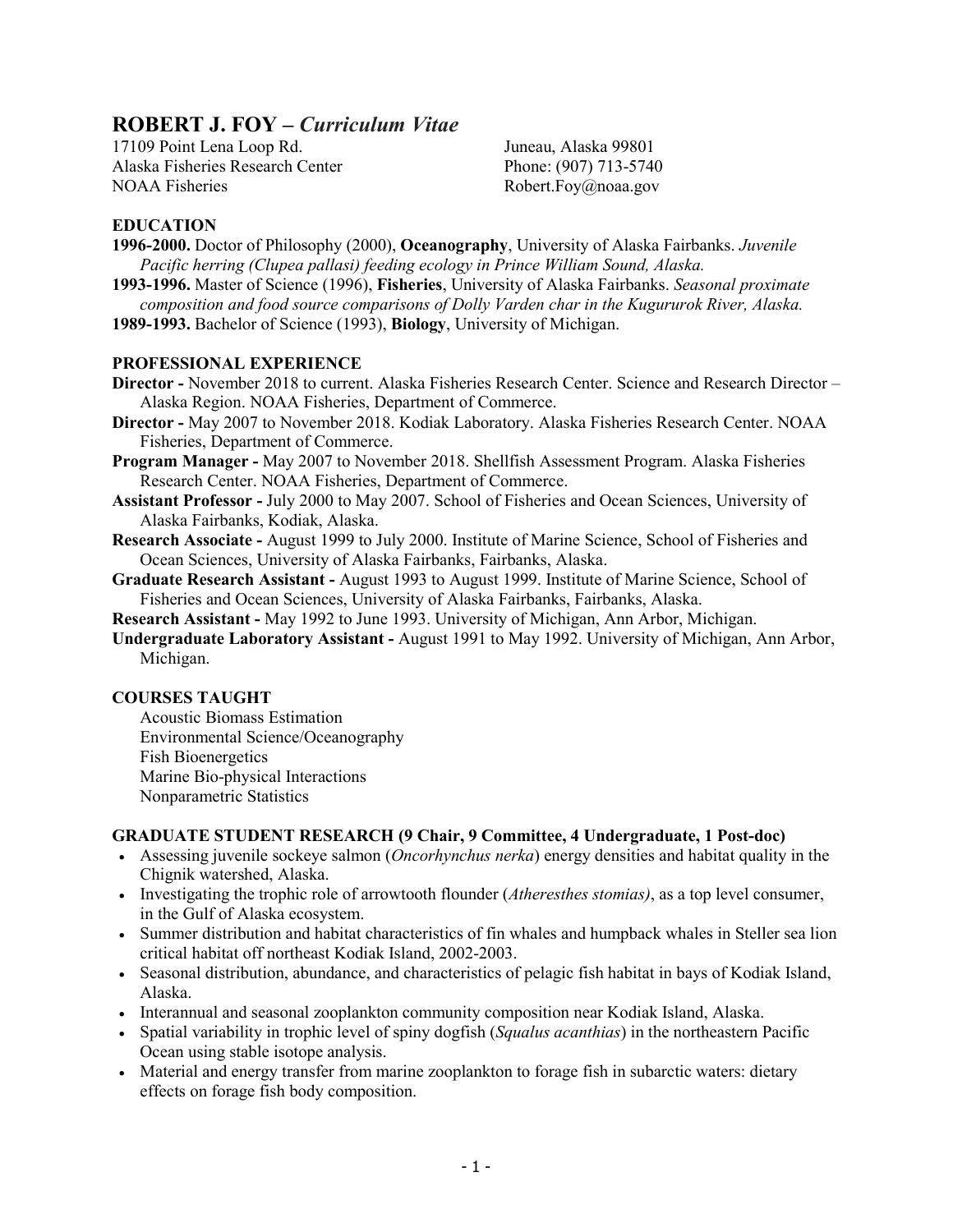# ROBERT J. FOY – *Curriculum Vitae*

17109 Point Lena Loop Rd.
Alaska Fisheries Research Center
NOAA Fisheries

Juneau, Alaska 99801
Phone: (907) 713-5740
Robert.Foy@noaa.gov

## EDUCATION

**1996-2000.** Doctor of Philosophy (2000), **Oceanography**, University of Alaska Fairbanks. *Juvenile Pacific herring (Clupea pallasi) feeding ecology in Prince William Sound, Alaska.*

**1993-1996.** Master of Science (1996), **Fisheries**, University of Alaska Fairbanks. *Seasonal proximate composition and food source comparisons of Dolly Varden char in the Kugururok River, Alaska.*

**1989-1993.** Bachelor of Science (1993), **Biology**, University of Michigan.

## PROFESSIONAL EXPERIENCE

**Director -** November 2018 to current. Alaska Fisheries Research Center. Science and Research Director – Alaska Region. NOAA Fisheries, Department of Commerce.

**Director -** May 2007 to November 2018. Kodiak Laboratory. Alaska Fisheries Research Center. NOAA Fisheries, Department of Commerce.

**Program Manager -** May 2007 to November 2018. Shellfish Assessment Program. Alaska Fisheries Research Center. NOAA Fisheries, Department of Commerce.

**Assistant Professor -** July 2000 to May 2007. School of Fisheries and Ocean Sciences, University of Alaska Fairbanks, Kodiak, Alaska.

**Research Associate -** August 1999 to July 2000. Institute of Marine Science, School of Fisheries and Ocean Sciences, University of Alaska Fairbanks, Fairbanks, Alaska.

**Graduate Research Assistant -** August 1993 to August 1999. Institute of Marine Science, School of Fisheries and Ocean Sciences, University of Alaska Fairbanks, Fairbanks, Alaska.

**Research Assistant -** May 1992 to June 1993. University of Michigan, Ann Arbor, Michigan.

**Undergraduate Laboratory Assistant -** August 1991 to May 1992. University of Michigan, Ann Arbor, Michigan.

## COURSES TAUGHT

Acoustic Biomass Estimation
Environmental Science/Oceanography
Fish Bioenergetics
Marine Bio-physical Interactions
Nonparametric Statistics

## GRADUATE STUDENT RESEARCH (9 Chair, 9 Committee, 4 Undergraduate, 1 Post-doc)

- Assessing juvenile sockeye salmon (*Oncorhynchus nerka*) energy densities and habitat quality in the Chignik watershed, Alaska.
- Investigating the trophic role of arrowtooth flounder (*Atheresthes stomias)*, as a top level consumer, in the Gulf of Alaska ecosystem.
- Summer distribution and habitat characteristics of fin whales and humpback whales in Steller sea lion critical habitat off northeast Kodiak Island, 2002-2003.
- Seasonal distribution, abundance, and characteristics of pelagic fish habitat in bays of Kodiak Island, Alaska.
- Interannual and seasonal zooplankton community composition near Kodiak Island, Alaska.
- Spatial variability in trophic level of spiny dogfish (*Squalus acanthias*) in the northeastern Pacific Ocean using stable isotope analysis.
- Material and energy transfer from marine zooplankton to forage fish in subarctic waters: dietary effects on forage fish body composition.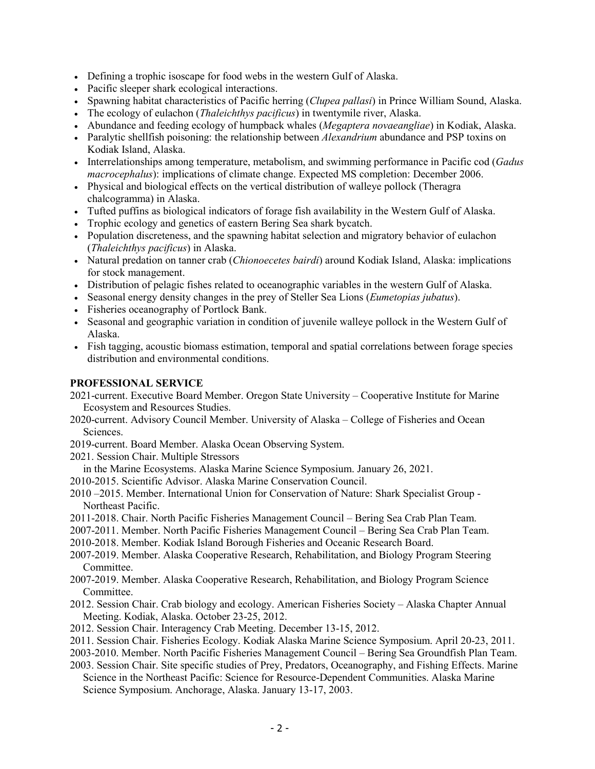- Defining a trophic isoscape for food webs in the western Gulf of Alaska.
- Pacific sleeper shark ecological interactions.
- Spawning habitat characteristics of Pacific herring (*Clupea pallasi*) in Prince William Sound, Alaska.
- The ecology of eulachon (*Thaleichthys pacificus*) in twentymile river, Alaska.
- Abundance and feeding ecology of humpback whales (*Megaptera novaeangliae*) in Kodiak, Alaska.
- Paralytic shellfish poisoning: the relationship between *Alexandrium* abundance and PSP toxins on Kodiak Island, Alaska.
- Interrelationships among temperature, metabolism, and swimming performance in Pacific cod (*Gadus macrocephalus*): implications of climate change. Expected MS completion: December 2006.
- Physical and biological effects on the vertical distribution of walleye pollock (Theragra chalcogramma) in Alaska.
- Tufted puffins as biological indicators of forage fish availability in the Western Gulf of Alaska.
- Trophic ecology and genetics of eastern Bering Sea shark bycatch.
- Population discreteness, and the spawning habitat selection and migratory behavior of eulachon (*Thaleichthys pacificus*) in Alaska.
- Natural predation on tanner crab (*Chionoecetes bairdi*) around Kodiak Island, Alaska: implications for stock management.
- Distribution of pelagic fishes related to oceanographic variables in the western Gulf of Alaska.
- Seasonal energy density changes in the prey of Steller Sea Lions (*Eumetopias jubatus*).
- Fisheries oceanography of Portlock Bank.
- Seasonal and geographic variation in condition of juvenile walleye pollock in the Western Gulf of Alaska.
- Fish tagging, acoustic biomass estimation, temporal and spatial correlations between forage species distribution and environmental conditions.

**PROFESSIONAL SERVICE**

2021-current. Executive Board Member. Oregon State University – Cooperative Institute for Marine Ecosystem and Resources Studies.

2020-current. Advisory Council Member. University of Alaska – College of Fisheries and Ocean Sciences.

2019-current. Board Member. Alaska Ocean Observing System.

2021. Session Chair. Multiple Stressors in the Marine Ecosystems. Alaska Marine Science Symposium. January 26, 2021.

2010-2015. Scientific Advisor. Alaska Marine Conservation Council.

2010 –2015. Member. International Union for Conservation of Nature: Shark Specialist Group - Northeast Pacific.

2011-2018. Chair. North Pacific Fisheries Management Council – Bering Sea Crab Plan Team.

2007-2011. Member. North Pacific Fisheries Management Council – Bering Sea Crab Plan Team.

2010-2018. Member. Kodiak Island Borough Fisheries and Oceanic Research Board.

2007-2019. Member. Alaska Cooperative Research, Rehabilitation, and Biology Program Steering Committee.

2007-2019. Member. Alaska Cooperative Research, Rehabilitation, and Biology Program Science Committee.

2012. Session Chair. Crab biology and ecology. American Fisheries Society – Alaska Chapter Annual Meeting. Kodiak, Alaska. October 23-25, 2012.

2012. Session Chair. Interagency Crab Meeting. December 13-15, 2012.

2011. Session Chair. Fisheries Ecology. Kodiak Alaska Marine Science Symposium. April 20-23, 2011.

2003-2010. Member. North Pacific Fisheries Management Council – Bering Sea Groundfish Plan Team.

2003. Session Chair. Site specific studies of Prey, Predators, Oceanography, and Fishing Effects. Marine Science in the Northeast Pacific: Science for Resource-Dependent Communities. Alaska Marine Science Symposium. Anchorage, Alaska. January 13-17, 2003.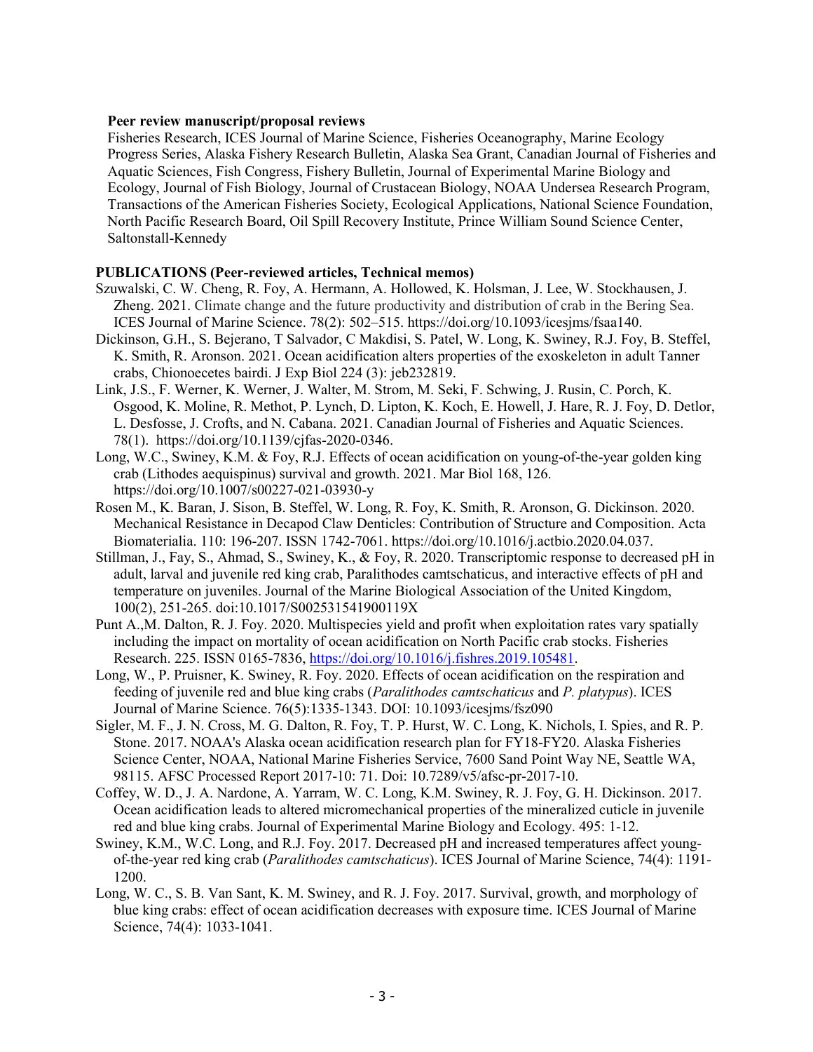**Peer review manuscript/proposal reviews**

Fisheries Research, ICES Journal of Marine Science, Fisheries Oceanography, Marine Ecology Progress Series, Alaska Fishery Research Bulletin, Alaska Sea Grant, Canadian Journal of Fisheries and Aquatic Sciences, Fish Congress, Fishery Bulletin, Journal of Experimental Marine Biology and Ecology, Journal of Fish Biology, Journal of Crustacean Biology, NOAA Undersea Research Program, Transactions of the American Fisheries Society, Ecological Applications, National Science Foundation, North Pacific Research Board, Oil Spill Recovery Institute, Prince William Sound Science Center, Saltonstall-Kennedy

**PUBLICATIONS (Peer-reviewed articles, Technical memos)**

Szuwalski, C. W. Cheng, R. Foy, A. Hermann, A. Hollowed, K. Holsman, J. Lee, W. Stockhausen, J. Zheng. 2021. Climate change and the future productivity and distribution of crab in the Bering Sea. ICES Journal of Marine Science. 78(2): 502–515. https://doi.org/10.1093/icesjms/fsaa140.

Dickinson, G.H., S. Bejerano, T Salvador, C Makdisi, S. Patel, W. Long, K. Swiney, R.J. Foy, B. Steffel, K. Smith, R. Aronson. 2021. Ocean acidification alters properties of the exoskeleton in adult Tanner crabs, Chionoecetes bairdi. J Exp Biol 224 (3): jeb232819.

Link, J.S., F. Werner, K. Werner, J. Walter, M. Strom, M. Seki, F. Schwing, J. Rusin, C. Porch, K. Osgood, K. Moline, R. Methot, P. Lynch, D. Lipton, K. Koch, E. Howell, J. Hare, R. J. Foy, D. Detlor, L. Desfosse, J. Crofts, and N. Cabana. 2021. Canadian Journal of Fisheries and Aquatic Sciences. 78(1). https://doi.org/10.1139/cjfas-2020-0346.

Long, W.C., Swiney, K.M. & Foy, R.J. Effects of ocean acidification on young-of-the-year golden king crab (Lithodes aequispinus) survival and growth. 2021. Mar Biol 168, 126. https://doi.org/10.1007/s00227-021-03930-y

Rosen M., K. Baran, J. Sison, B. Steffel, W. Long, R. Foy, K. Smith, R. Aronson, G. Dickinson. 2020. Mechanical Resistance in Decapod Claw Denticles: Contribution of Structure and Composition. Acta Biomaterialia. 110: 196-207. ISSN 1742-7061. https://doi.org/10.1016/j.actbio.2020.04.037.

Stillman, J., Fay, S., Ahmad, S., Swiney, K., & Foy, R. 2020. Transcriptomic response to decreased pH in adult, larval and juvenile red king crab, Paralithodes camtschaticus, and interactive effects of pH and temperature on juveniles. Journal of the Marine Biological Association of the United Kingdom, 100(2), 251-265. doi:10.1017/S002531541900119X

Punt A.,M. Dalton, R. J. Foy. 2020. Multispecies yield and profit when exploitation rates vary spatially including the impact on mortality of ocean acidification on North Pacific crab stocks. Fisheries Research. 225. ISSN 0165-7836, https://doi.org/10.1016/j.fishres.2019.105481.

Long, W., P. Pruisner, K. Swiney, R. Foy. 2020. Effects of ocean acidification on the respiration and feeding of juvenile red and blue king crabs (*Paralithodes camtschaticus* and *P. platypus*). ICES Journal of Marine Science. 76(5):1335-1343. DOI: 10.1093/icesjms/fsz090

Sigler, M. F., J. N. Cross, M. G. Dalton, R. Foy, T. P. Hurst, W. C. Long, K. Nichols, I. Spies, and R. P. Stone. 2017. NOAA's Alaska ocean acidification research plan for FY18-FY20. Alaska Fisheries Science Center, NOAA, National Marine Fisheries Service, 7600 Sand Point Way NE, Seattle WA, 98115. AFSC Processed Report 2017-10: 71. Doi: 10.7289/v5/afsc-pr-2017-10.

Coffey, W. D., J. A. Nardone, A. Yarram, W. C. Long, K.M. Swiney, R. J. Foy, G. H. Dickinson. 2017. Ocean acidification leads to altered micromechanical properties of the mineralized cuticle in juvenile red and blue king crabs. Journal of Experimental Marine Biology and Ecology. 495: 1-12.

Swiney, K.M., W.C. Long, and R.J. Foy. 2017. Decreased pH and increased temperatures affect young-of-the-year red king crab (*Paralithodes camtschaticus*). ICES Journal of Marine Science, 74(4): 1191-1200.

Long, W. C., S. B. Van Sant, K. M. Swiney, and R. J. Foy. 2017. Survival, growth, and morphology of blue king crabs: effect of ocean acidification decreases with exposure time. ICES Journal of Marine Science, 74(4): 1033-1041.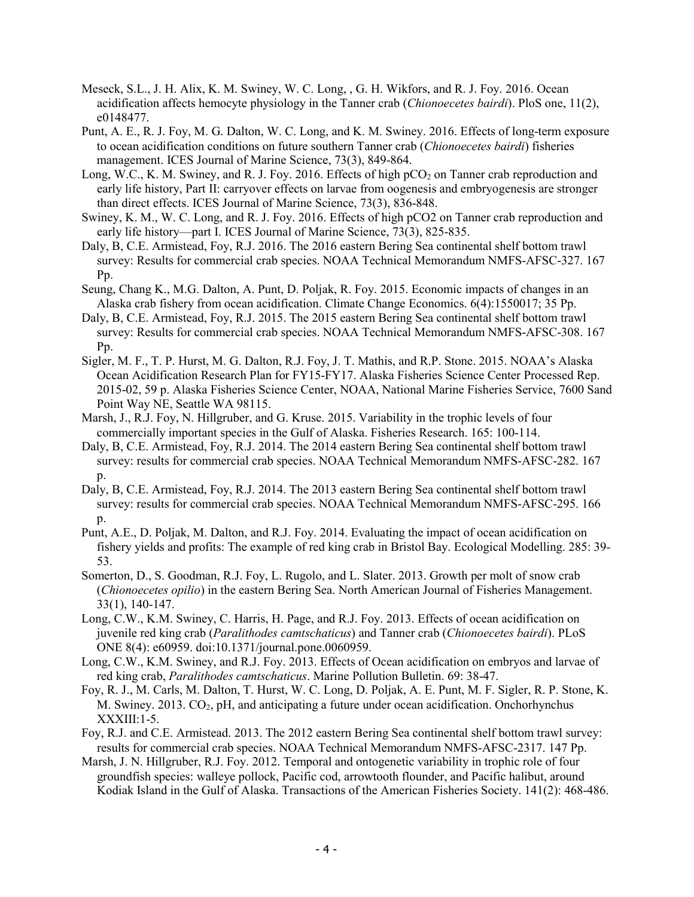Meseck, S.L., J. H. Alix, K. M. Swiney, W. C. Long, , G. H. Wikfors, and R. J. Foy. 2016. Ocean acidification affects hemocyte physiology in the Tanner crab (*Chionoecetes bairdi*). PloS one, 11(2), e0148477.

Punt, A. E., R. J. Foy, M. G. Dalton, W. C. Long, and K. M. Swiney. 2016. Effects of long-term exposure to ocean acidification conditions on future southern Tanner crab (*Chionoecetes bairdi*) fisheries management. ICES Journal of Marine Science, 73(3), 849-864.

Long, W.C., K. M. Swiney, and R. J. Foy. 2016. Effects of high $pCO_2$ on Tanner crab reproduction and early life history, Part II: carryover effects on larvae from oogenesis and embryogenesis are stronger than direct effects. ICES Journal of Marine Science, 73(3), 836-848.

Swiney, K. M., W. C. Long, and R. J. Foy. 2016. Effects of high pCO2 on Tanner crab reproduction and early life history—part I. ICES Journal of Marine Science, 73(3), 825-835.

Daly, B, C.E. Armistead, Foy, R.J. 2016. The 2016 eastern Bering Sea continental shelf bottom trawl survey: Results for commercial crab species. NOAA Technical Memorandum NMFS-AFSC-327. 167 Pp.

Seung, Chang K., M.G. Dalton, A. Punt, D. Poljak, R. Foy. 2015. Economic impacts of changes in an Alaska crab fishery from ocean acidification. Climate Change Economics. 6(4):1550017; 35 Pp.

Daly, B, C.E. Armistead, Foy, R.J. 2015. The 2015 eastern Bering Sea continental shelf bottom trawl survey: Results for commercial crab species. NOAA Technical Memorandum NMFS-AFSC-308. 167 Pp.

Sigler, M. F., T. P. Hurst, M. G. Dalton, R.J. Foy, J. T. Mathis, and R.P. Stone. 2015. NOAA's Alaska Ocean Acidification Research Plan for FY15-FY17. Alaska Fisheries Science Center Processed Rep. 2015-02, 59 p. Alaska Fisheries Science Center, NOAA, National Marine Fisheries Service, 7600 Sand Point Way NE, Seattle WA 98115.

Marsh, J., R.J. Foy, N. Hillgruber, and G. Kruse. 2015. Variability in the trophic levels of four commercially important species in the Gulf of Alaska. Fisheries Research. 165: 100-114.

Daly, B, C.E. Armistead, Foy, R.J. 2014. The 2014 eastern Bering Sea continental shelf bottom trawl survey: results for commercial crab species. NOAA Technical Memorandum NMFS-AFSC-282. 167 p.

Daly, B, C.E. Armistead, Foy, R.J. 2014. The 2013 eastern Bering Sea continental shelf bottom trawl survey: results for commercial crab species. NOAA Technical Memorandum NMFS-AFSC-295. 166 p.

Punt, A.E., D. Poljak, M. Dalton, and R.J. Foy. 2014. Evaluating the impact of ocean acidification on fishery yields and profits: The example of red king crab in Bristol Bay. Ecological Modelling. 285: 39-53.

Somerton, D., S. Goodman, R.J. Foy, L. Rugolo, and L. Slater. 2013. Growth per molt of snow crab (*Chionoecetes opilio*) in the eastern Bering Sea. North American Journal of Fisheries Management. 33(1), 140-147.

Long, C.W., K.M. Swiney, C. Harris, H. Page, and R.J. Foy. 2013. Effects of ocean acidification on juvenile red king crab (*Paralithodes camtschaticus*) and Tanner crab (*Chionoecetes bairdi*). PLoS ONE 8(4): e60959. doi:10.1371/journal.pone.0060959.

Long, C.W., K.M. Swiney, and R.J. Foy. 2013. Effects of Ocean acidification on embryos and larvae of red king crab, *Paralithodes camtschaticus*. Marine Pollution Bulletin. 69: 38-47.

Foy, R. J., M. Carls, M. Dalton, T. Hurst, W. C. Long, D. Poljak, A. E. Punt, M. F. Sigler, R. P. Stone, K. M. Swiney. 2013. $CO_2$, pH, and anticipating a future under ocean acidification. Onchorhynchus XXXIII:1-5.

Foy, R.J. and C.E. Armistead. 2013. The 2012 eastern Bering Sea continental shelf bottom trawl survey: results for commercial crab species. NOAA Technical Memorandum NMFS-AFSC-2317. 147 Pp.

Marsh, J. N. Hillgruber, R.J. Foy. 2012. Temporal and ontogenetic variability in trophic role of four groundfish species: walleye pollock, Pacific cod, arrowtooth flounder, and Pacific halibut, around Kodiak Island in the Gulf of Alaska. Transactions of the American Fisheries Society. 141(2): 468-486.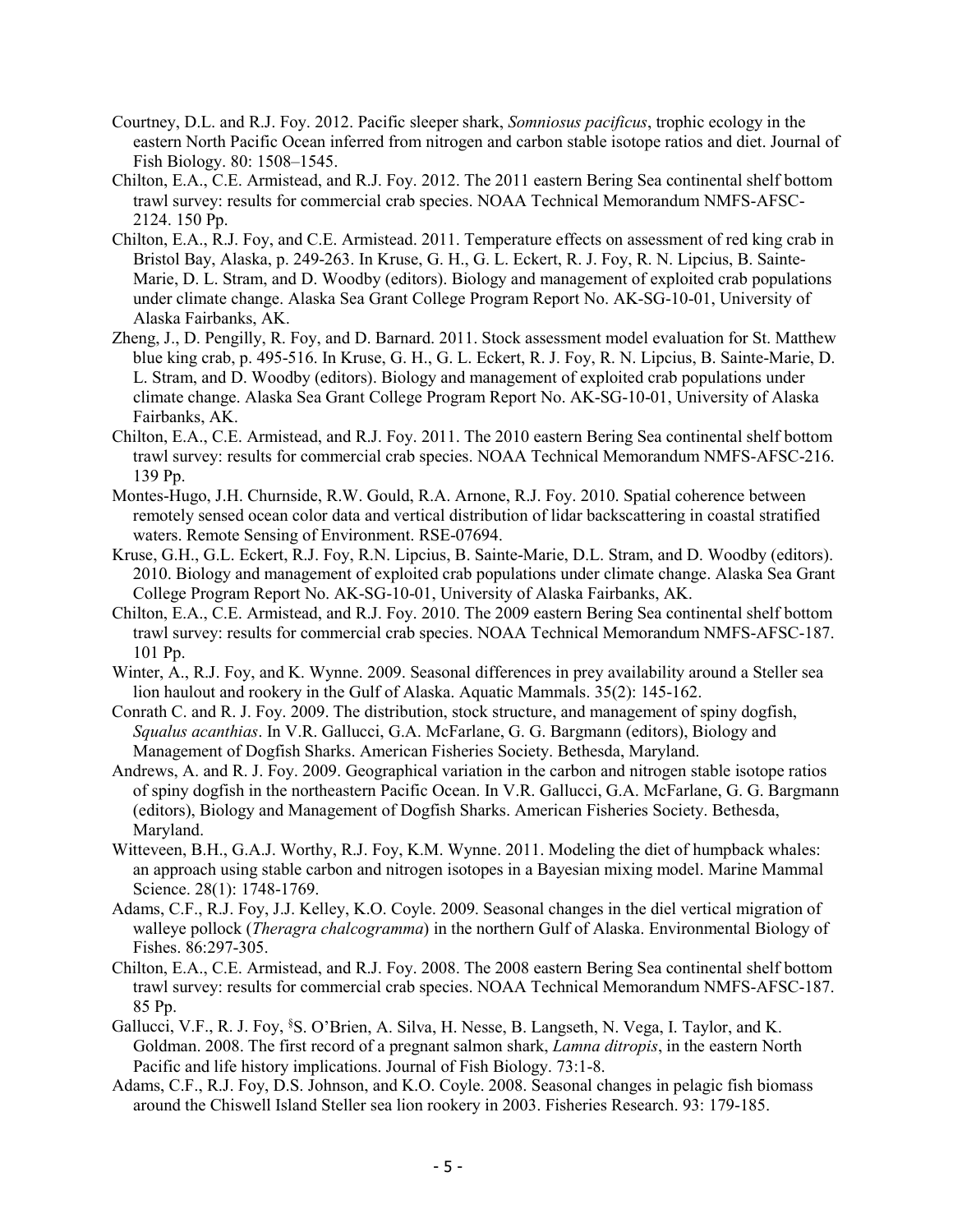Courtney, D.L. and R.J. Foy. 2012. Pacific sleeper shark, *Somniosus pacificus*, trophic ecology in the eastern North Pacific Ocean inferred from nitrogen and carbon stable isotope ratios and diet. Journal of Fish Biology. 80: 1508–1545.

Chilton, E.A., C.E. Armistead, and R.J. Foy. 2012. The 2011 eastern Bering Sea continental shelf bottom trawl survey: results for commercial crab species. NOAA Technical Memorandum NMFS-AFSC-2124. 150 Pp.

Chilton, E.A., R.J. Foy, and C.E. Armistead. 2011. Temperature effects on assessment of red king crab in Bristol Bay, Alaska, p. 249-263. In Kruse, G. H., G. L. Eckert, R. J. Foy, R. N. Lipcius, B. Sainte-Marie, D. L. Stram, and D. Woodby (editors). Biology and management of exploited crab populations under climate change. Alaska Sea Grant College Program Report No. AK-SG-10-01, University of Alaska Fairbanks, AK.

Zheng, J., D. Pengilly, R. Foy, and D. Barnard. 2011. Stock assessment model evaluation for St. Matthew blue king crab, p. 495-516. In Kruse, G. H., G. L. Eckert, R. J. Foy, R. N. Lipcius, B. Sainte-Marie, D. L. Stram, and D. Woodby (editors). Biology and management of exploited crab populations under climate change. Alaska Sea Grant College Program Report No. AK-SG-10-01, University of Alaska Fairbanks, AK.

Chilton, E.A., C.E. Armistead, and R.J. Foy. 2011. The 2010 eastern Bering Sea continental shelf bottom trawl survey: results for commercial crab species. NOAA Technical Memorandum NMFS-AFSC-216. 139 Pp.

Montes-Hugo, J.H. Churnside, R.W. Gould, R.A. Arnone, R.J. Foy. 2010. Spatial coherence between remotely sensed ocean color data and vertical distribution of lidar backscattering in coastal stratified waters. Remote Sensing of Environment. RSE-07694.

Kruse, G.H., G.L. Eckert, R.J. Foy, R.N. Lipcius, B. Sainte-Marie, D.L. Stram, and D. Woodby (editors). 2010. Biology and management of exploited crab populations under climate change. Alaska Sea Grant College Program Report No. AK-SG-10-01, University of Alaska Fairbanks, AK.

Chilton, E.A., C.E. Armistead, and R.J. Foy. 2010. The 2009 eastern Bering Sea continental shelf bottom trawl survey: results for commercial crab species. NOAA Technical Memorandum NMFS-AFSC-187. 101 Pp.

Winter, A., R.J. Foy, and K. Wynne. 2009. Seasonal differences in prey availability around a Steller sea lion haulout and rookery in the Gulf of Alaska. Aquatic Mammals. 35(2): 145-162.

Conrath C. and R. J. Foy. 2009. The distribution, stock structure, and management of spiny dogfish, *Squalus acanthias*. In V.R. Gallucci, G.A. McFarlane, G. G. Bargmann (editors), Biology and Management of Dogfish Sharks. American Fisheries Society. Bethesda, Maryland.

Andrews, A. and R. J. Foy. 2009. Geographical variation in the carbon and nitrogen stable isotope ratios of spiny dogfish in the northeastern Pacific Ocean. In V.R. Gallucci, G.A. McFarlane, G. G. Bargmann (editors), Biology and Management of Dogfish Sharks. American Fisheries Society. Bethesda, Maryland.

Witteveen, B.H., G.A.J. Worthy, R.J. Foy, K.M. Wynne. 2011. Modeling the diet of humpback whales: an approach using stable carbon and nitrogen isotopes in a Bayesian mixing model. Marine Mammal Science. 28(1): 1748-1769.

Adams, C.F., R.J. Foy, J.J. Kelley, K.O. Coyle. 2009. Seasonal changes in the diel vertical migration of walleye pollock (*Theragra chalcogramma*) in the northern Gulf of Alaska. Environmental Biology of Fishes. 86:297-305.

Chilton, E.A., C.E. Armistead, and R.J. Foy. 2008. The 2008 eastern Bering Sea continental shelf bottom trawl survey: results for commercial crab species. NOAA Technical Memorandum NMFS-AFSC-187. 85 Pp.

Gallucci, V.F., R. J. Foy, §S. O'Brien, A. Silva, H. Nesse, B. Langseth, N. Vega, I. Taylor, and K. Goldman. 2008. The first record of a pregnant salmon shark, *Lamna ditropis*, in the eastern North Pacific and life history implications. Journal of Fish Biology. 73:1-8.

Adams, C.F., R.J. Foy, D.S. Johnson, and K.O. Coyle. 2008. Seasonal changes in pelagic fish biomass around the Chiswell Island Steller sea lion rookery in 2003. Fisheries Research. 93: 179-185.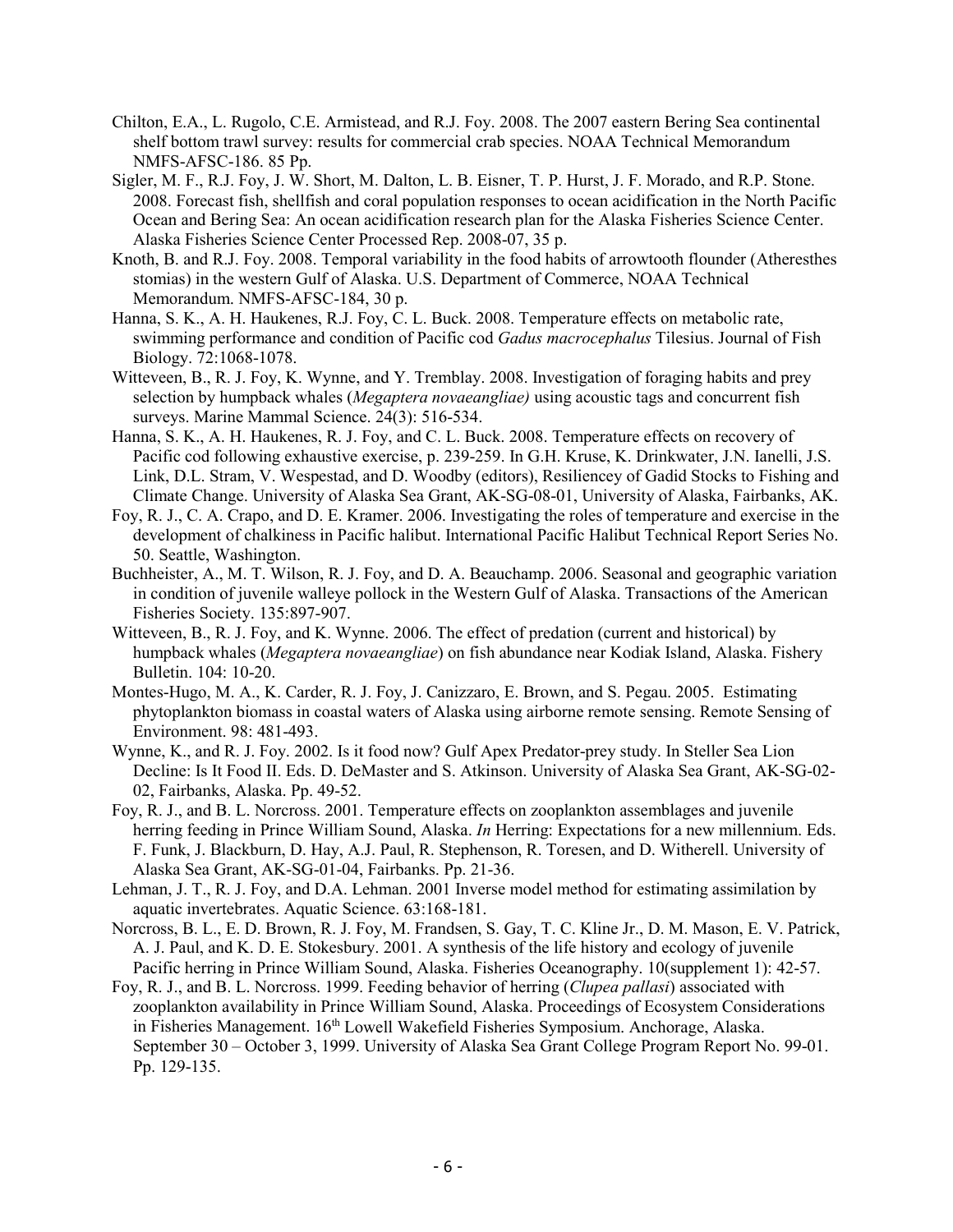Chilton, E.A., L. Rugolo, C.E. Armistead, and R.J. Foy. 2008. The 2007 eastern Bering Sea continental shelf bottom trawl survey: results for commercial crab species. NOAA Technical Memorandum NMFS-AFSC-186. 85 Pp.

Sigler, M. F., R.J. Foy, J. W. Short, M. Dalton, L. B. Eisner, T. P. Hurst, J. F. Morado, and R.P. Stone. 2008. Forecast fish, shellfish and coral population responses to ocean acidification in the North Pacific Ocean and Bering Sea: An ocean acidification research plan for the Alaska Fisheries Science Center. Alaska Fisheries Science Center Processed Rep. 2008-07, 35 p.

Knoth, B. and R.J. Foy. 2008. Temporal variability in the food habits of arrowtooth flounder (Atheresthes stomias) in the western Gulf of Alaska. U.S. Department of Commerce, NOAA Technical Memorandum. NMFS-AFSC-184, 30 p.

Hanna, S. K., A. H. Haukenes, R.J. Foy, C. L. Buck. 2008. Temperature effects on metabolic rate, swimming performance and condition of Pacific cod *Gadus macrocephalus* Tilesius. Journal of Fish Biology. 72:1068-1078.

Witteveen, B., R. J. Foy, K. Wynne, and Y. Tremblay. 2008. Investigation of foraging habits and prey selection by humpback whales (*Megaptera novaeangliae)* using acoustic tags and concurrent fish surveys. Marine Mammal Science. 24(3): 516-534.

Hanna, S. K., A. H. Haukenes, R. J. Foy, and C. L. Buck. 2008. Temperature effects on recovery of Pacific cod following exhaustive exercise, p. 239-259. In G.H. Kruse, K. Drinkwater, J.N. Ianelli, J.S. Link, D.L. Stram, V. Wespestad, and D. Woodby (editors), Resiliencey of Gadid Stocks to Fishing and Climate Change. University of Alaska Sea Grant, AK-SG-08-01, University of Alaska, Fairbanks, AK.

Foy, R. J., C. A. Crapo, and D. E. Kramer. 2006. Investigating the roles of temperature and exercise in the development of chalkiness in Pacific halibut. International Pacific Halibut Technical Report Series No. 50. Seattle, Washington.

Buchheister, A., M. T. Wilson, R. J. Foy, and D. A. Beauchamp. 2006. Seasonal and geographic variation in condition of juvenile walleye pollock in the Western Gulf of Alaska. Transactions of the American Fisheries Society. 135:897-907.

Witteveen, B., R. J. Foy, and K. Wynne. 2006. The effect of predation (current and historical) by humpback whales (*Megaptera novaeangliae*) on fish abundance near Kodiak Island, Alaska. Fishery Bulletin. 104: 10-20.

Montes-Hugo, M. A., K. Carder, R. J. Foy, J. Canizzaro, E. Brown, and S. Pegau. 2005. Estimating phytoplankton biomass in coastal waters of Alaska using airborne remote sensing. Remote Sensing of Environment. 98: 481-493.

Wynne, K., and R. J. Foy. 2002. Is it food now? Gulf Apex Predator-prey study. In Steller Sea Lion Decline: Is It Food II. Eds. D. DeMaster and S. Atkinson. University of Alaska Sea Grant, AK-SG-02-02, Fairbanks, Alaska. Pp. 49-52.

Foy, R. J., and B. L. Norcross. 2001. Temperature effects on zooplankton assemblages and juvenile herring feeding in Prince William Sound, Alaska. *In* Herring: Expectations for a new millennium. Eds. F. Funk, J. Blackburn, D. Hay, A.J. Paul, R. Stephenson, R. Toresen, and D. Witherell. University of Alaska Sea Grant, AK-SG-01-04, Fairbanks. Pp. 21-36.

Lehman, J. T., R. J. Foy, and D.A. Lehman. 2001 Inverse model method for estimating assimilation by aquatic invertebrates. Aquatic Science. 63:168-181.

Norcross, B. L., E. D. Brown, R. J. Foy, M. Frandsen, S. Gay, T. C. Kline Jr., D. M. Mason, E. V. Patrick, A. J. Paul, and K. D. E. Stokesbury. 2001. A synthesis of the life history and ecology of juvenile Pacific herring in Prince William Sound, Alaska. Fisheries Oceanography. 10(supplement 1): 42-57.

Foy, R. J., and B. L. Norcross. 1999. Feeding behavior of herring (*Clupea pallasi*) associated with zooplankton availability in Prince William Sound, Alaska. Proceedings of Ecosystem Considerations in Fisheries Management. 16th Lowell Wakefield Fisheries Symposium. Anchorage, Alaska. September 30 – October 3, 1999. University of Alaska Sea Grant College Program Report No. 99-01. Pp. 129-135.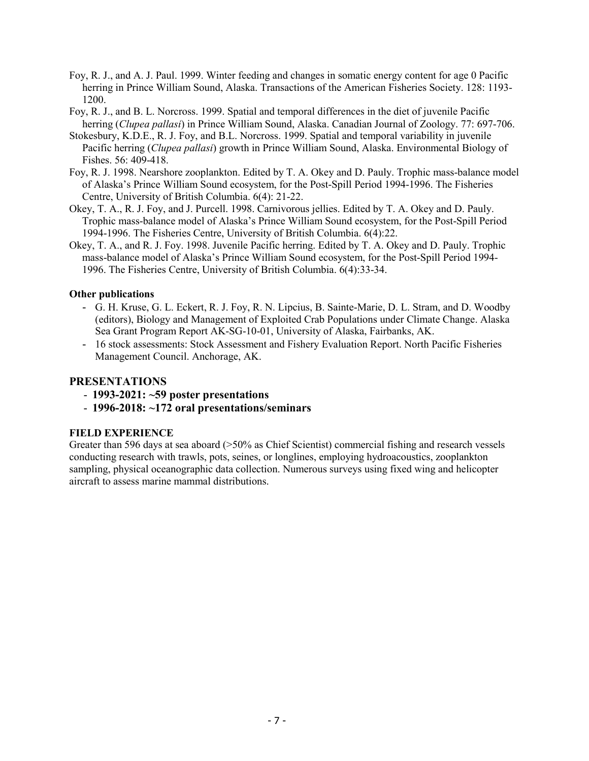Foy, R. J., and A. J. Paul. 1999. Winter feeding and changes in somatic energy content for age 0 Pacific herring in Prince William Sound, Alaska. Transactions of the American Fisheries Society. 128: 1193-1200.

Foy, R. J., and B. L. Norcross. 1999. Spatial and temporal differences in the diet of juvenile Pacific herring (*Clupea pallasi*) in Prince William Sound, Alaska. Canadian Journal of Zoology. 77: 697-706.

Stokesbury, K.D.E., R. J. Foy, and B.L. Norcross. 1999. Spatial and temporal variability in juvenile Pacific herring (*Clupea pallasi*) growth in Prince William Sound, Alaska. Environmental Biology of Fishes. 56: 409-418.

Foy, R. J. 1998. Nearshore zooplankton. Edited by T. A. Okey and D. Pauly. Trophic mass-balance model of Alaska's Prince William Sound ecosystem, for the Post-Spill Period 1994-1996. The Fisheries Centre, University of British Columbia. 6(4): 21-22.

Okey, T. A., R. J. Foy, and J. Purcell. 1998. Carnivorous jellies. Edited by T. A. Okey and D. Pauly. Trophic mass-balance model of Alaska's Prince William Sound ecosystem, for the Post-Spill Period 1994-1996. The Fisheries Centre, University of British Columbia. 6(4):22.

Okey, T. A., and R. J. Foy. 1998. Juvenile Pacific herring. Edited by T. A. Okey and D. Pauly. Trophic mass-balance model of Alaska's Prince William Sound ecosystem, for the Post-Spill Period 1994-1996. The Fisheries Centre, University of British Columbia. 6(4):33-34.

**Other publications**

- G. H. Kruse, G. L. Eckert, R. J. Foy, R. N. Lipcius, B. Sainte-Marie, D. L. Stram, and D. Woodby (editors), Biology and Management of Exploited Crab Populations under Climate Change. Alaska Sea Grant Program Report AK-SG-10-01, University of Alaska, Fairbanks, AK.
- 16 stock assessments: Stock Assessment and Fishery Evaluation Report. North Pacific Fisheries Management Council. Anchorage, AK.

## PRESENTATIONS

- **1993-2021: ~59 poster presentations**
- **1996-2018: ~172 oral presentations/seminars**

### FIELD EXPERIENCE

Greater than 596 days at sea aboard (>50% as Chief Scientist) commercial fishing and research vessels conducting research with trawls, pots, seines, or longlines, employing hydroacoustics, zooplankton sampling, physical oceanographic data collection. Numerous surveys using fixed wing and helicopter aircraft to assess marine mammal distributions.